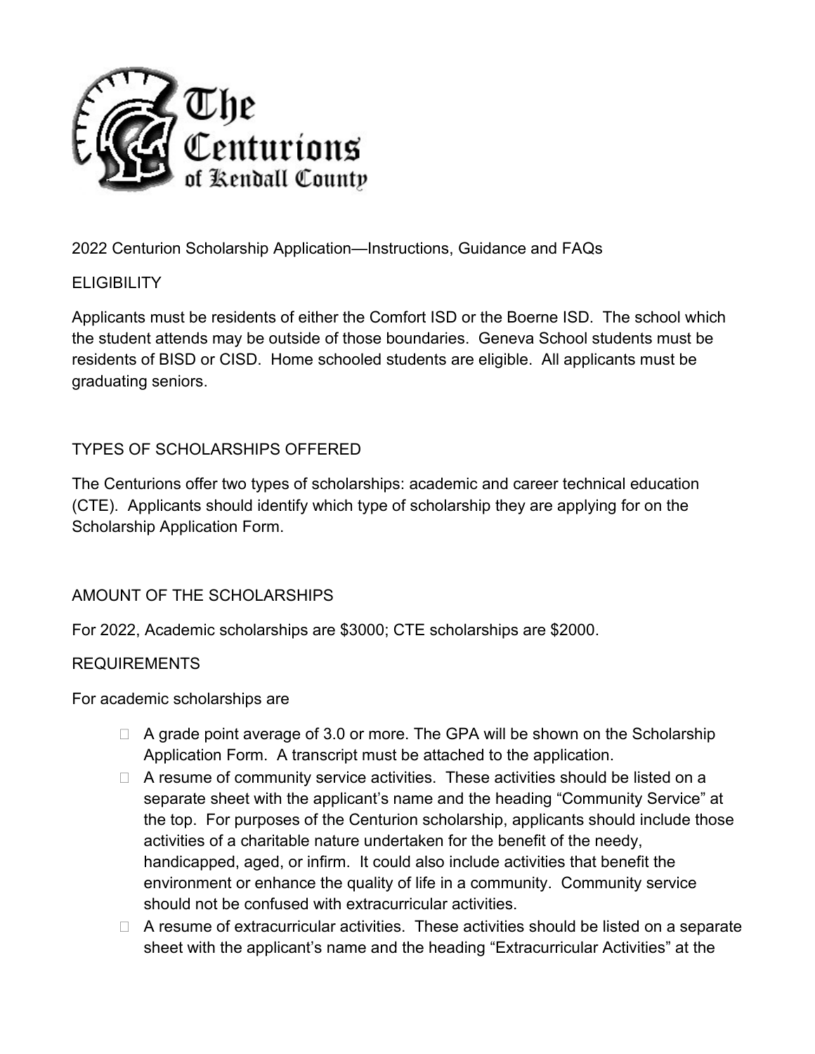The Centurions of Kendall County

2022 Centurion Scholarship Application—Instructions, Guidance and FAQs

## ELIGIBILITY

Applicants must be residents of either the Comfort ISD or the Boerne ISD. The school which the student attends may be outside of those boundaries. Geneva School students must be residents of BISD or CISD. Home schooled students are eligible. All applicants must be graduating seniors.

## TYPES OF SCHOLARSHIPS OFFERED

The Centurions offer two types of scholarships: academic and career technical education (CTE). Applicants should identify which type of scholarship they are applying for on the Scholarship Application Form.

## AMOUNT OF THE SCHOLARSHIPS

For 2022, Academic scholarships are $3000; CTE scholarships are $2000.

## REQUIREMENTS

For academic scholarships are

- A grade point average of 3.0 or more. The GPA will be shown on the Scholarship Application Form. A transcript must be attached to the application.
- A resume of community service activities. These activities should be listed on a separate sheet with the applicant's name and the heading "Community Service" at the top. For purposes of the Centurion scholarship, applicants should include those activities of a charitable nature undertaken for the benefit of the needy, handicapped, aged, or infirm. It could also include activities that benefit the environment or enhance the quality of life in a community. Community service should not be confused with extracurricular activities.
- A resume of extracurricular activities. These activities should be listed on a separate sheet with the applicant's name and the heading "Extracurricular Activities" at the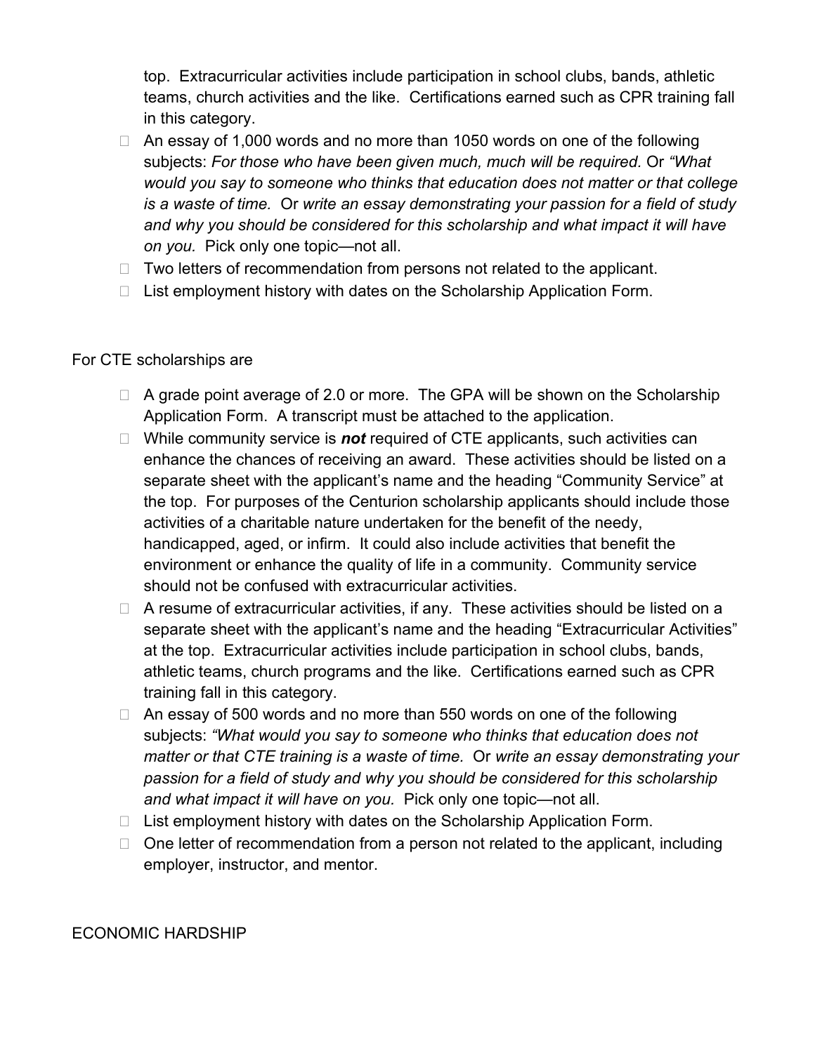top. Extracurricular activities include participation in school clubs, bands, athletic teams, church activities and the like. Certifications earned such as CPR training fall in this category.

- An essay of 1,000 words and no more than 1050 words on one of the following subjects: *For those who have been given much, much will be required.* Or *"What would you say to someone who thinks that education does not matter or that college is a waste of time.* Or *write an essay demonstrating your passion for a field of study and why you should be considered for this scholarship and what impact it will have on you.* Pick only one topic—not all.
- Two letters of recommendation from persons not related to the applicant.
- List employment history with dates on the Scholarship Application Form.

For CTE scholarships are

- A grade point average of 2.0 or more. The GPA will be shown on the Scholarship Application Form. A transcript must be attached to the application.
- While community service is ***not*** required of CTE applicants, such activities can enhance the chances of receiving an award. These activities should be listed on a separate sheet with the applicant's name and the heading "Community Service" at the top. For purposes of the Centurion scholarship applicants should include those activities of a charitable nature undertaken for the benefit of the needy, handicapped, aged, or infirm. It could also include activities that benefit the environment or enhance the quality of life in a community. Community service should not be confused with extracurricular activities.
- A resume of extracurricular activities, if any. These activities should be listed on a separate sheet with the applicant's name and the heading "Extracurricular Activities" at the top. Extracurricular activities include participation in school clubs, bands, athletic teams, church programs and the like. Certifications earned such as CPR training fall in this category.
- An essay of 500 words and no more than 550 words on one of the following subjects: *"What would you say to someone who thinks that education does not matter or that CTE training is a waste of time.* Or *write an essay demonstrating your passion for a field of study and why you should be considered for this scholarship and what impact it will have on you.* Pick only one topic—not all.
- List employment history with dates on the Scholarship Application Form.
- One letter of recommendation from a person not related to the applicant, including employer, instructor, and mentor.

ECONOMIC HARDSHIP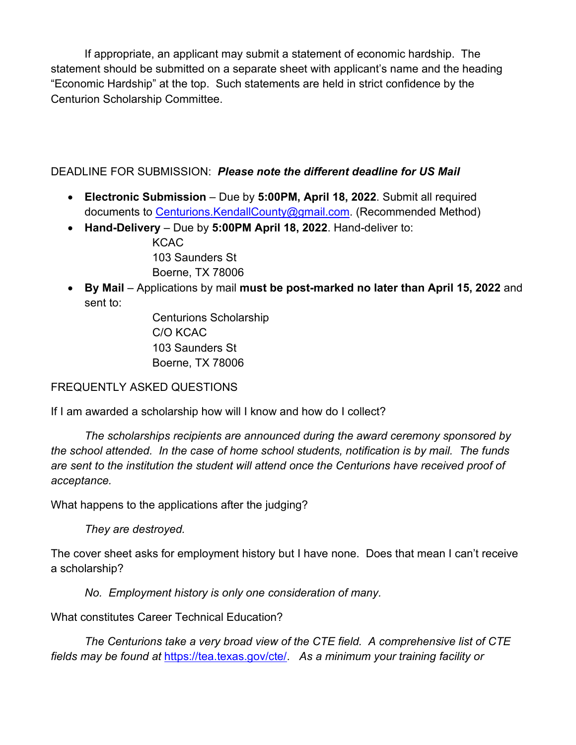If appropriate, an applicant may submit a statement of economic hardship. The statement should be submitted on a separate sheet with applicant's name and the heading "Economic Hardship" at the top. Such statements are held in strict confidence by the Centurion Scholarship Committee.

DEADLINE FOR SUBMISSION: ***Please note the different deadline for US Mail***

- **Electronic Submission** – Due by **5:00PM, April 18, 2022**. Submit all required documents to Centurions.KendallCounty@gmail.com. (Recommended Method)
- **Hand-Delivery** – Due by **5:00PM April 18, 2022**. Hand-deliver to:
  KCAC
  103 Saunders St
  Boerne, TX 78006
- **By Mail** – Applications by mail **must be post-marked no later than April 15, 2022** and sent to:
  Centurions Scholarship
  C/O KCAC
  103 Saunders St
  Boerne, TX 78006

FREQUENTLY ASKED QUESTIONS

If I am awarded a scholarship how will I know and how do I collect?

*The scholarships recipients are announced during the award ceremony sponsored by the school attended. In the case of home school students, notification is by mail. The funds are sent to the institution the student will attend once the Centurions have received proof of acceptance.*

What happens to the applications after the judging?

*They are destroyed.*

The cover sheet asks for employment history but I have none. Does that mean I can't receive a scholarship?

*No. Employment history is only one consideration of many.*

What constitutes Career Technical Education?

*The Centurions take a very broad view of the CTE field. A comprehensive list of CTE fields may be found at https://tea.texas.gov/cte/. As a minimum your training facility or*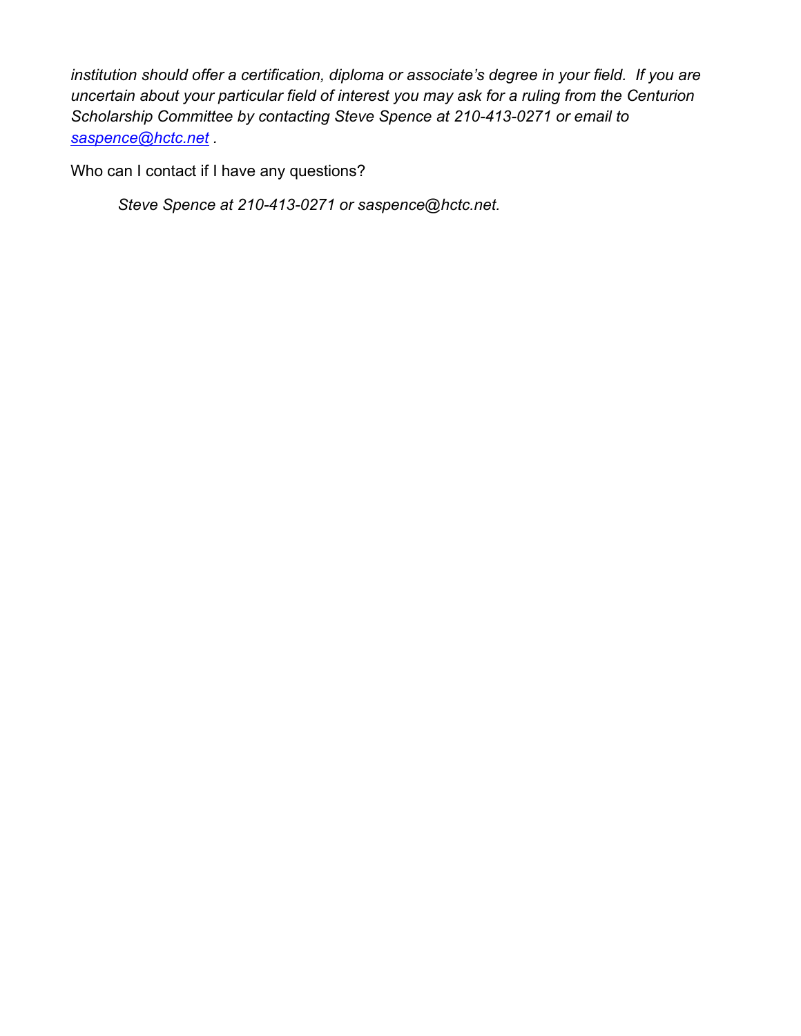*institution should offer a certification, diploma or associate's degree in your field. If you are uncertain about your particular field of interest you may ask for a ruling from the Centurion Scholarship Committee by contacting Steve Spence at 210-413-0271 or email to [saspence@hctc.net](mailto:saspence@hctc.net) .*

Who can I contact if I have any questions?

> *Steve Spence at 210-413-0271 or saspence@hctc.net.*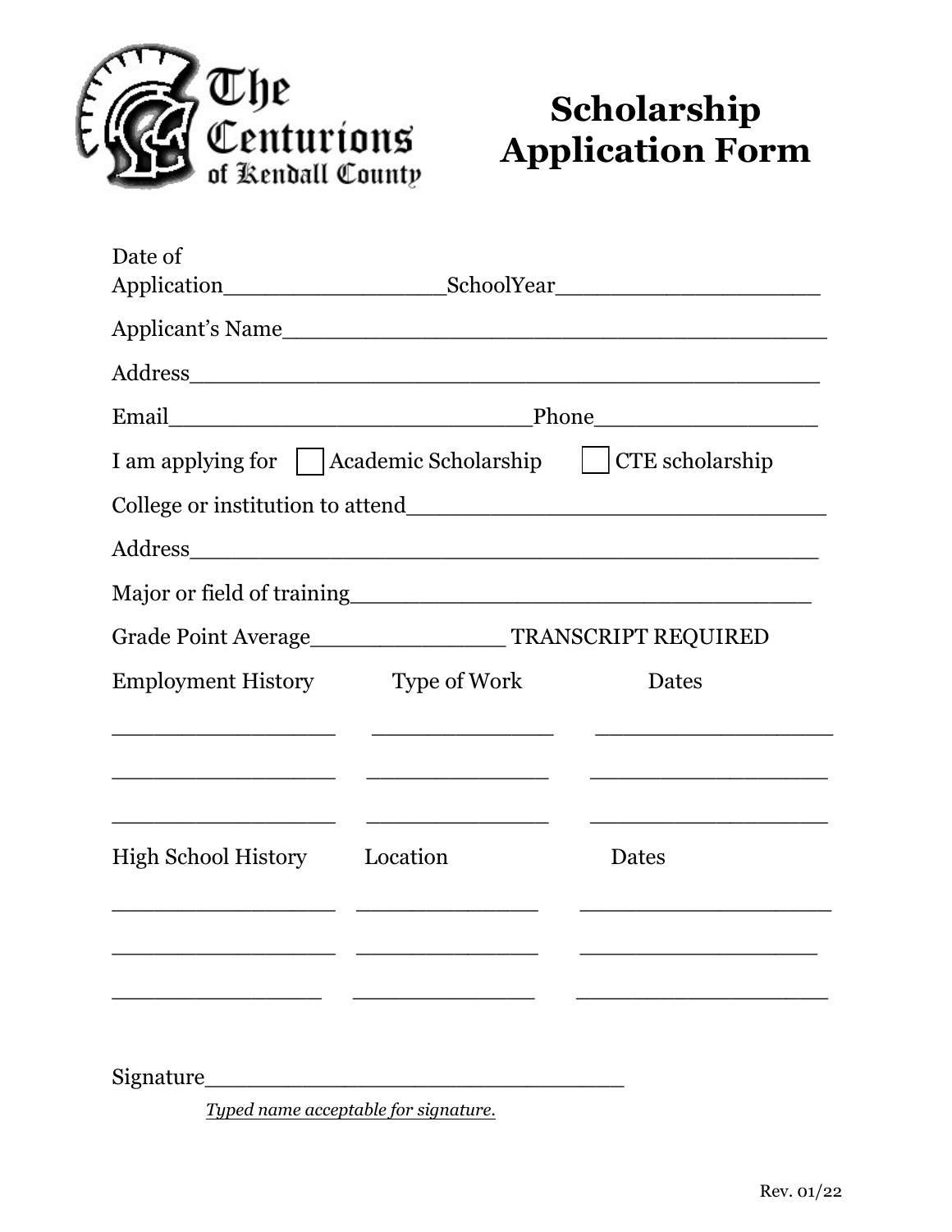The Centurions of Kendall County

# Scholarship Application Form

Date of Application_________________SchoolYear____________________

Applicant's Name__________________________________________

Address_______________________________________________

Email___________________________Phone_________________

I am applying for ☐ Academic Scholarship ☐ CTE scholarship

College or institution to attend_______________________________

Address_______________________________________________

Major or field of training___________________________________

Grade Point Average_______________ TRANSCRIPT REQUIRED

| Employment History | Type of Work | Dates |
| --- | --- | --- |
| _________________ | ______________ | __________________ |
| _________________ | ______________ | __________________ |
| _________________ | ______________ | __________________ |

| High School History | Location | Dates |
| --- | --- | --- |
| _________________ | ______________ | __________________ |
| _________________ | ______________ | __________________ |
| _________________ | ______________ | __________________ |

Signature________________________________

*Typed name acceptable for signature.*

Rev. 01/22